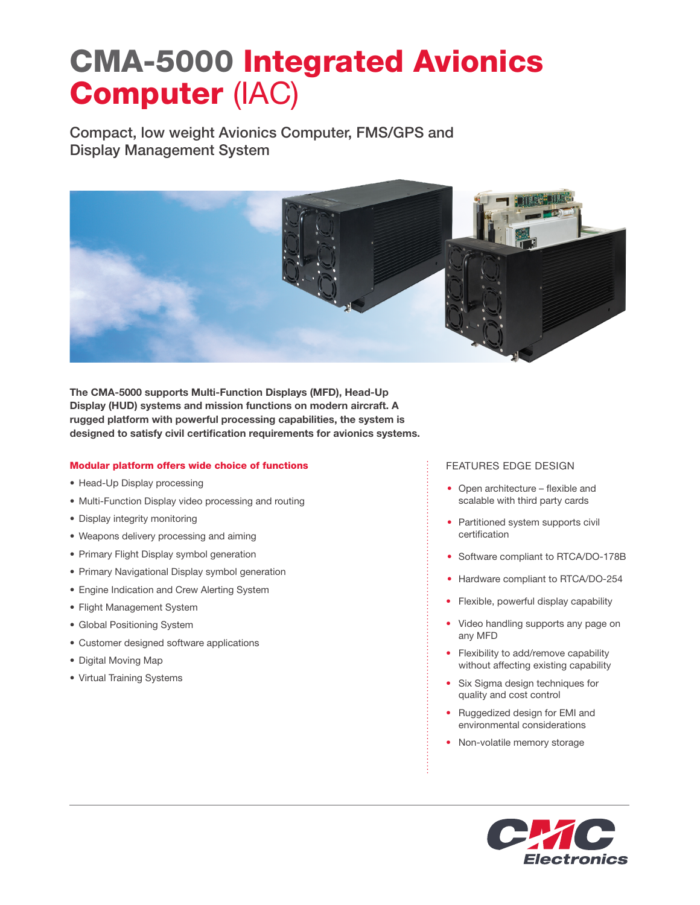# CMA-5000 Integrated Avionics Computer (IAC)

Compact, low weight Avionics Computer, FMS/GPS and Display Management System

**The CMA-5000 supports Multi-Function Displays (MFD), Head-Up Display (HUD) systems and mission functions on modern aircraft. A rugged platform with powerful processing capabilities, the system is designed to satisfy civil certification requirements for avionics systems.**

### Modular platform offers wide choice of functions

- Head-Up Display processing
- Multi-Function Display video processing and routing
- Display integrity monitoring
- Weapons delivery processing and aiming
- Primary Flight Display symbol generation
- Primary Navigational Display symbol generation
- Engine Indication and Crew Alerting System
- Flight Management System
- Global Positioning System
- Customer designed software applications
- Digital Moving Map
- Virtual Training Systems

### FEATURES EDGE DESIGN

- Open architecture – flexible and scalable with third party cards
- Partitioned system supports civil certification
- Software compliant to RTCA/DO-178B
- Hardware compliant to RTCA/DO-254
- Flexible, powerful display capability
- Video handling supports any page on any MFD
- Flexibility to add/remove capability without affecting existing capability
- Six Sigma design techniques for quality and cost control
- Ruggedized design for EMI and environmental considerations
- Non-volatile memory storage

CMC Electronics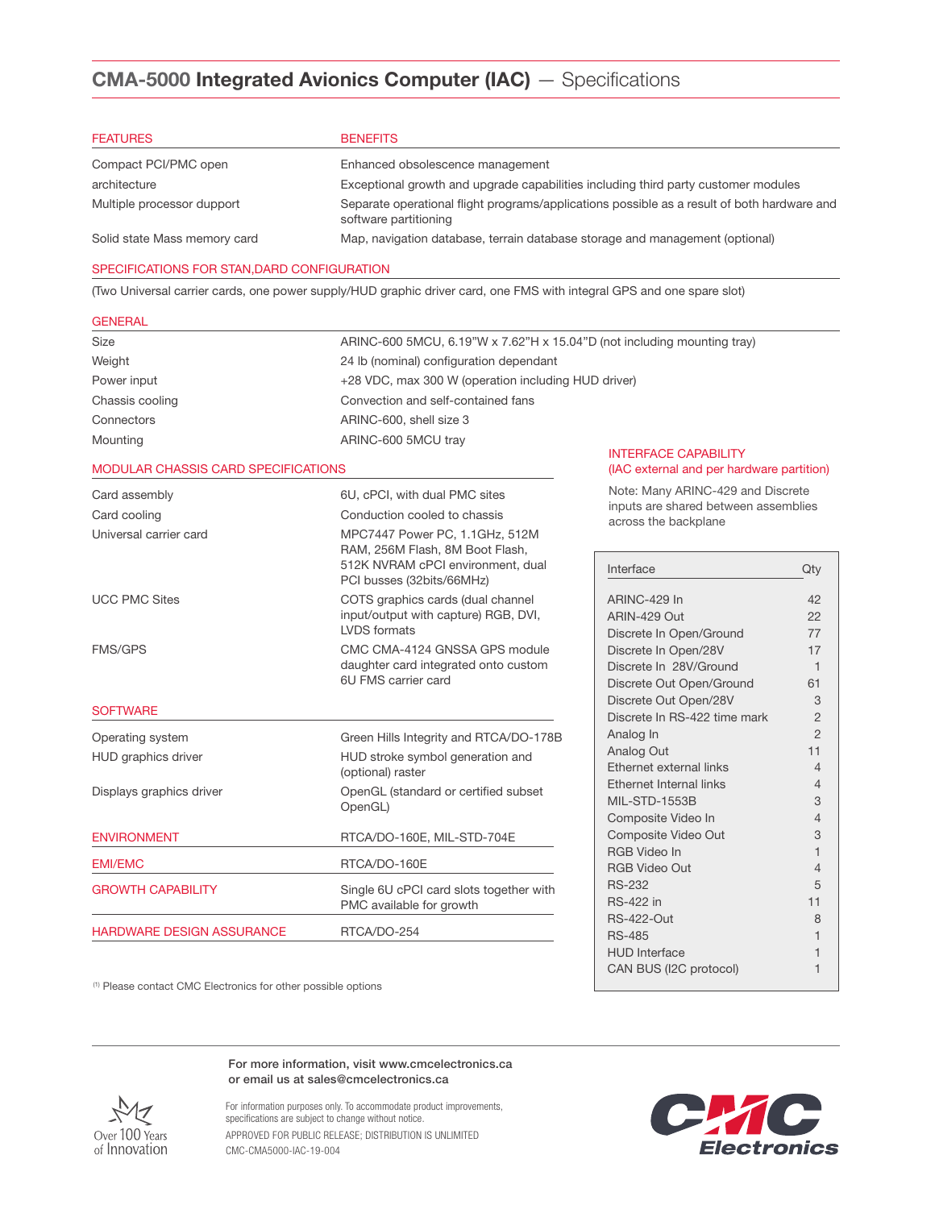# CMA-5000 Integrated Avionics Computer (IAC) — Specifications

| FEATURES | BENEFITS |
|---|---|
| Compact PCI/PMC open | Enhanced obsolescence management |
| architecture | Exceptional growth and upgrade capabilities including third party customer modules |
| Multiple processor dupport | Separate operational flight programs/applications possible as a result of both hardware and software partitioning |
| Solid state Mass memory card | Map, navigation database, terrain database storage and management (optional) |

## SPECIFICATIONS FOR STAN,DARD CONFIGURATION

(Two Universal carrier cards, one power supply/HUD graphic driver card, one FMS with integral GPS and one spare slot)

### GENERAL

| | |
|---|---|
| Size | ARINC-600 5MCU, 6.19"W x 7.62"H x 15.04"D (not including mounting tray) |
| Weight | 24 lb (nominal) configuration dependant |
| Power input | +28 VDC, max 300 W (operation including HUD driver) |
| Chassis cooling | Convection and self-contained fans |
| Connectors | ARINC-600, shell size 3 |
| Mounting | ARINC-600 5MCU tray |

### MODULAR CHASSIS CARD SPECIFICATIONS

| | |
|---|---|
| Card assembly | 6U, cPCI, with dual PMC sites |
| Card cooling | Conduction cooled to chassis |
| Universal carrier card | MPC7447 Power PC, 1.1GHz, 512M RAM, 256M Flash, 8M Boot Flash, 512K NVRAM cPCI environment, dual PCI busses (32bits/66MHz) |
| UCC PMC Sites | COTS graphics cards (dual channel input/output with capture) RGB, DVI, LVDS formats |
| FMS/GPS | CMC CMA-4124 GNSSA GPS module daughter card integrated onto custom 6U FMS carrier card |

### SOFTWARE

| | |
|---|---|
| Operating system | Green Hills Integrity and RTCA/DO-178B |
| HUD graphics driver | HUD stroke symbol generation and (optional) raster |
| Displays graphics driver | OpenGL (standard or certified subset OpenGL) |

| | |
|---|---|
| ENVIRONMENT | RTCA/DO-160E, MIL-STD-704E |
| EMI/EMC | RTCA/DO-160E |
| GROWTH CAPABILITY | Single 6U cPCI card slots together with PMC available for growth |
| HARDWARE DESIGN ASSURANCE | RTCA/DO-254 |

[1] Please contact CMC Electronics for other possible options

### INTERFACE CAPABILITY
(IAC external and per hardware partition)

Note: Many ARINC-429 and Discrete inputs are shared between assemblies across the backplane

| Interface | Qty |
|---|---|
| ARINC-429 In | 42 |
| ARIN-429 Out | 22 |
| Discrete In Open/Ground | 77 |
| Discrete In Open/28V | 17 |
| Discrete In 28V/Ground | 1 |
| Discrete Out Open/Ground | 61 |
| Discrete Out Open/28V | 3 |
| Discrete In RS-422 time mark | 2 |
| Analog In | 2 |
| Analog Out | 11 |
| Ethernet external links | 4 |
| Ethernet Internal links | 4 |
| MIL-STD-1553B | 3 |
| Composite Video In | 4 |
| Composite Video Out | 3 |
| RGB Video In | 1 |
| RGB Video Out | 4 |
| RS-232 | 5 |
| RS-422 in | 11 |
| RS-422-Out | 8 |
| RS-485 | 1 |
| HUD Interface | 1 |
| CAN BUS (I2C protocol) | 1 |

**For more information, visit www.cmcelectronics.ca or email us at sales@cmcelectronics.ca**

Over 100 Years of Innovation

For information purposes only. To accommodate product improvements, specifications are subject to change without notice.

APPROVED FOR PUBLIC RELEASE; DISTRIBUTION IS UNLIMITED

CMC-CMA5000-IAC-19-004

CMC Electronics